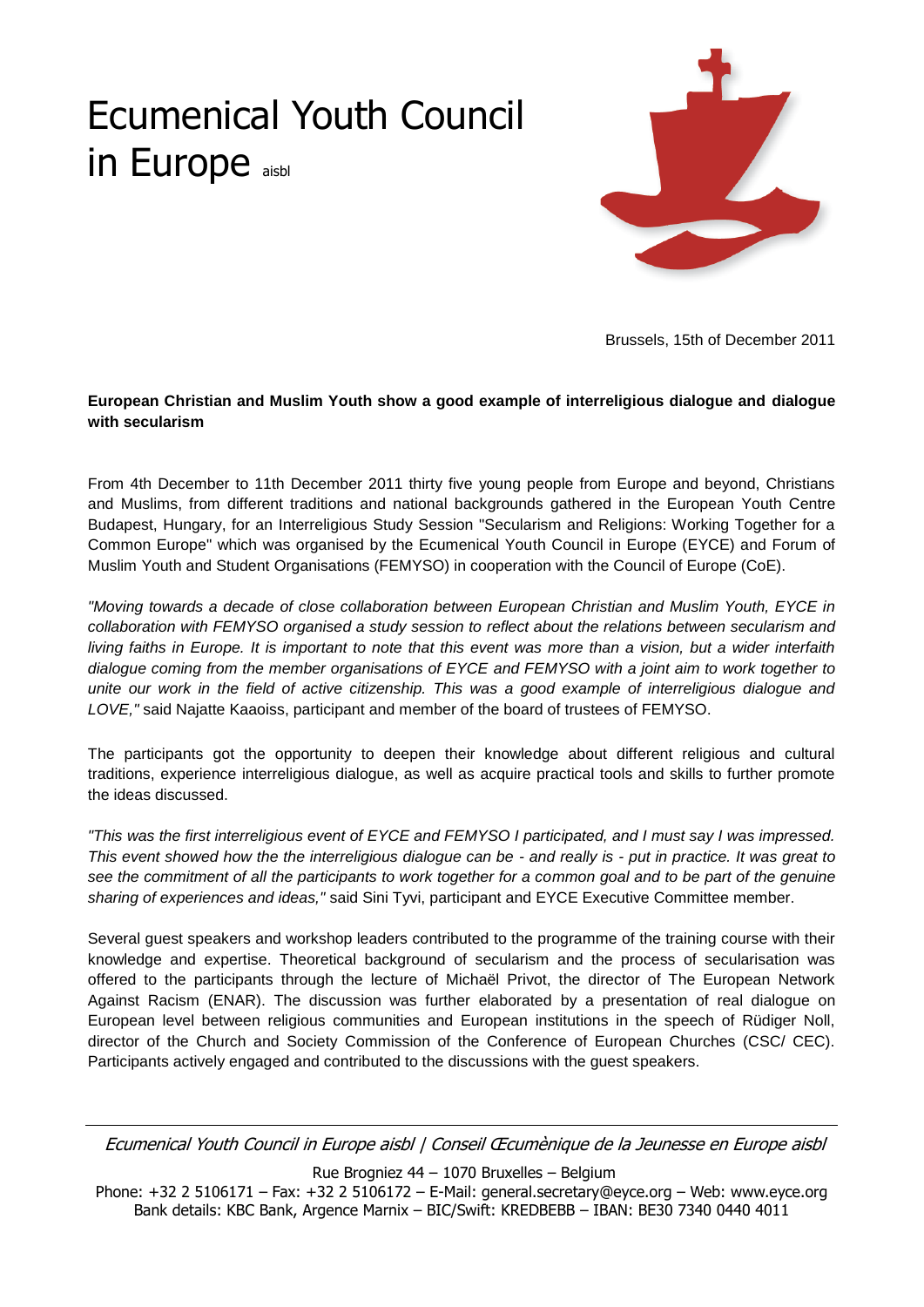# Ecumenical Youth Council in Europe aisbl

Brussels, 15th of December 2011

**European Christian and Muslim Youth show a good example of interreligious dialogue and dialogue with secularism**

From 4th December to 11th December 2011 thirty five young people from Europe and beyond, Christians and Muslims, from different traditions and national backgrounds gathered in the European Youth Centre Budapest, Hungary, for an Interreligious Study Session "Secularism and Religions: Working Together for a Common Europe" which was organised by the Ecumenical Youth Council in Europe (EYCE) and Forum of Muslim Youth and Student Organisations (FEMYSO) in cooperation with the Council of Europe (CoE).

*"Moving towards a decade of close collaboration between European Christian and Muslim Youth, EYCE in collaboration with FEMYSO organised a study session to reflect about the relations between secularism and living faiths in Europe. It is important to note that this event was more than a vision, but a wider interfaith dialogue coming from the member organisations of EYCE and FEMYSO with a joint aim to work together to unite our work in the field of active citizenship. This was a good example of interreligious dialogue and LOVE,"* said Najatte Kaaoiss, participant and member of the board of trustees of FEMYSO.

The participants got the opportunity to deepen their knowledge about different religious and cultural traditions, experience interreligious dialogue, as well as acquire practical tools and skills to further promote the ideas discussed.

*"This was the first interreligious event of EYCE and FEMYSO I participated, and I must say I was impressed. This event showed how the the interreligious dialogue can be - and really is - put in practice. It was great to see the commitment of all the participants to work together for a common goal and to be part of the genuine sharing of experiences and ideas,"* said Sini Tyvi, participant and EYCE Executive Committee member.

Several guest speakers and workshop leaders contributed to the programme of the training course with their knowledge and expertise. Theoretical background of secularism and the process of secularisation was offered to the participants through the lecture of Michaël Privot, the director of The European Network Against Racism (ENAR). The discussion was further elaborated by a presentation of real dialogue on European level between religious communities and European institutions in the speech of Rüdiger Noll, director of the Church and Society Commission of the Conference of European Churches (CSC/ CEC). Participants actively engaged and contributed to the discussions with the guest speakers.

*Ecumenical Youth Council in Europe aisbl | Conseil Œcumènique de la Jeunesse en Europe aisbl*

Rue Brogniez 44 – 1070 Bruxelles – Belgium
Phone: +32 2 5106171 – Fax: +32 2 5106172 – E-Mail: general.secretary@eyce.org – Web: www.eyce.org
Bank details: KBC Bank, Argence Marnix – BIC/Swift: KREDBEBB – IBAN: BE30 7340 0440 4011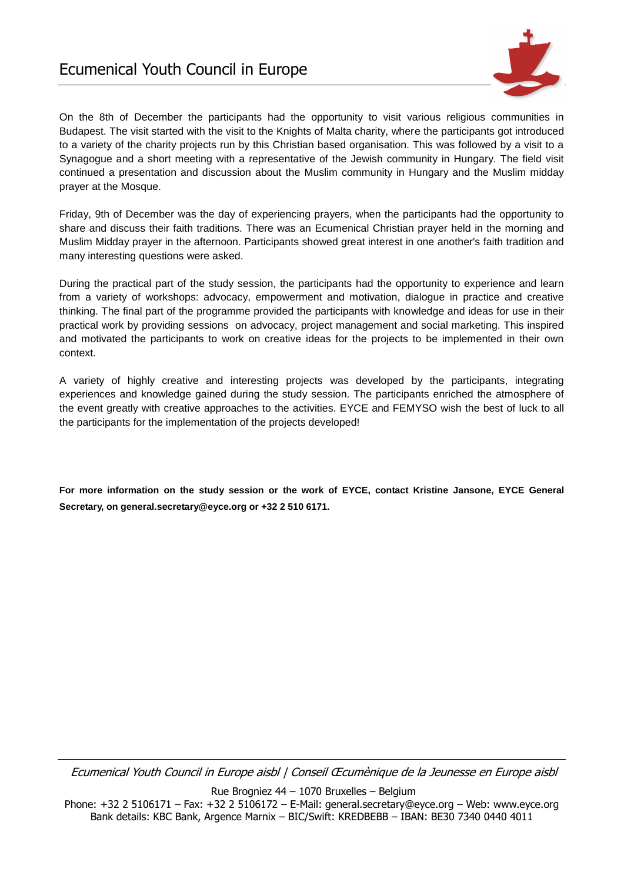On the 8th of December the participants had the opportunity to visit various religious communities in Budapest. The visit started with the visit to the Knights of Malta charity, where the participants got introduced to a variety of the charity projects run by this Christian based organisation. This was followed by a visit to a Synagogue and a short meeting with a representative of the Jewish community in Hungary. The field visit continued a presentation and discussion about the Muslim community in Hungary and the Muslim midday prayer at the Mosque.

Friday, 9th of December was the day of experiencing prayers, when the participants had the opportunity to share and discuss their faith traditions. There was an Ecumenical Christian prayer held in the morning and Muslim Midday prayer in the afternoon. Participants showed great interest in one another's faith tradition and many interesting questions were asked.

During the practical part of the study session, the participants had the opportunity to experience and learn from a variety of workshops: advocacy, empowerment and motivation, dialogue in practice and creative thinking. The final part of the programme provided the participants with knowledge and ideas for use in their practical work by providing sessions on advocacy, project management and social marketing. This inspired and motivated the participants to work on creative ideas for the projects to be implemented in their own context.

A variety of highly creative and interesting projects was developed by the participants, integrating experiences and knowledge gained during the study session. The participants enriched the atmosphere of the event greatly with creative approaches to the activities. EYCE and FEMYSO wish the best of luck to all the participants for the implementation of the projects developed!

**For more information on the study session or the work of EYCE, contact Kristine Jansone, EYCE General Secretary, on general.secretary@eyce.org or +32 2 510 6171.**